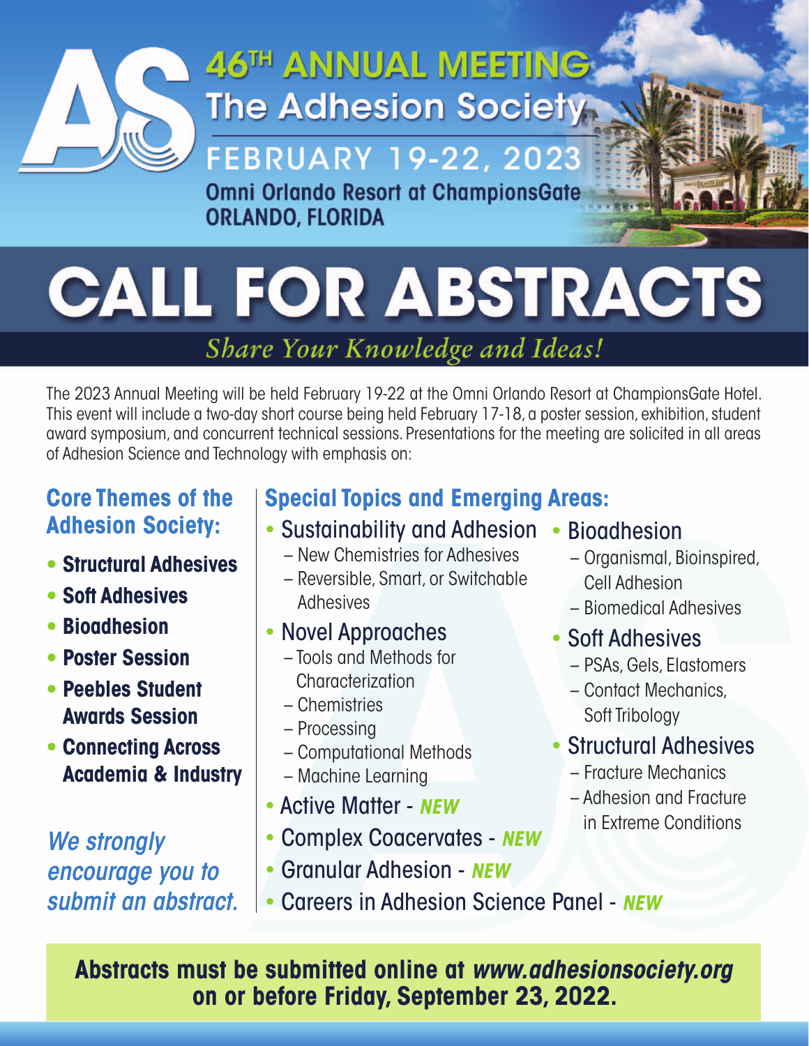# 46TH ANNUAL MEETING

## The Adhesion Society

**FEBRUARY 19-22, 2023**

**Omni Orlando Resort at ChampionsGate**
**ORLANDO, FLORIDA**

# CALL FOR ABSTRACTS

*Share Your Knowledge and Ideas!*

The 2023 Annual Meeting will be held February 19-22 at the Omni Orlando Resort at ChampionsGate Hotel. This event will include a two-day short course being held February 17-18, a poster session, exhibition, student award symposium, and concurrent technical sessions. Presentations for the meeting are solicited in all areas of Adhesion Science and Technology with emphasis on:

### Core Themes of the Adhesion Society:

- **Structural Adhesives**
- **Soft Adhesives**
- **Bioadhesion**
- **Poster Session**
- **Peebles Student Awards Session**
- **Connecting Across Academia & Industry**

*We strongly encourage you to submit an abstract.*

### Special Topics and Emerging Areas:

- Sustainability and Adhesion
  - New Chemistries for Adhesives
  - Reversible, Smart, or Switchable Adhesives
- Novel Approaches
  - Tools and Methods for Characterization
  - Chemistries
  - Processing
  - Computational Methods
  - Machine Learning
- Active Matter - ***NEW***
- Complex Coacervates - ***NEW***
- Granular Adhesion - ***NEW***
- Careers in Adhesion Science Panel - ***NEW***
- Bioadhesion
  - Organismal, Bioinspired, Cell Adhesion
  - Biomedical Adhesives
- Soft Adhesives
  - PSAs, Gels, Elastomers
  - Contact Mechanics, Soft Tribology
- Structural Adhesives
  - Fracture Mechanics
  - Adhesion and Fracture in Extreme Conditions

**Abstracts must be submitted online at *www.adhesionsociety.org* on or before Friday, September 23, 2022.**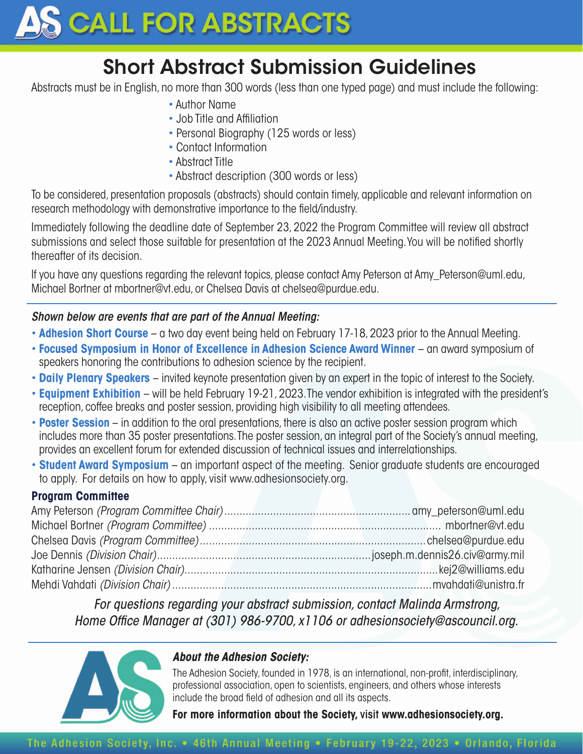# CALL FOR ABSTRACTS

## Short Abstract Submission Guidelines

Abstracts must be in English, no more than 300 words (less than one typed page) and must include the following:

- Author Name
- Job Title and Affiliation
- Personal Biography (125 words or less)
- Contact Information
- Abstract Title
- Abstract description (300 words or less)

To be considered, presentation proposals (abstracts) should contain timely, applicable and relevant information on research methodology with demonstrative importance to the field/industry.

Immediately following the deadline date of September 23, 2022 the Program Committee will review all abstract submissions and select those suitable for presentation at the 2023 Annual Meeting. You will be notified shortly thereafter of its decision.

If you have any questions regarding the relevant topics, please contact Amy Peterson at Amy_Peterson@uml.edu, Michael Bortner at mbortner@vt.edu, or Chelsea Davis at chelsea@purdue.edu.

***Shown below are events that are part of the Annual Meeting:***

- **Adhesion Short Course** – a two day event being held on February 17-18, 2023 prior to the Annual Meeting.
- **Focused Symposium in Honor of Excellence in Adhesion Science Award Winner** – an award symposium of speakers honoring the contributions to adhesion science by the recipient.
- **Daily Plenary Speakers** – invited keynote presentation given by an expert in the topic of interest to the Society.
- **Equipment Exhibition** – will be held February 19-21, 2023. The vendor exhibition is integrated with the president's reception, coffee breaks and poster session, providing high visibility to all meeting attendees.
- **Poster Session** – in addition to the oral presentations, there is also an active poster session program which includes more than 35 poster presentations. The poster session, an integral part of the Society's annual meeting, provides an excellent forum for extended discussion of technical issues and interrelationships.
- **Student Award Symposium** – an important aspect of the meeting. Senior graduate students are encouraged to apply. For details on how to apply, visit www.adhesionsociety.org.

**Program Committee**

Amy Peterson *(Program Committee Chair)*.......amy_peterson@uml.edu
Michael Bortner *(Program Committee)*.......mbortner@vt.edu
Chelsea Davis *(Program Committee)*.......chelsea@purdue.edu
Joe Dennis *(Division Chair)*.......joseph.m.dennis26.civ@army.mil
Katharine Jensen *(Division Chair)*.......kej2@williams.edu
Mehdi Vahdati *(Division Chair)*.......mvahdati@unistra.fr

*For questions regarding your abstract submission, contact Malinda Armstrong, Home Office Manager at (301) 986-9700, x1106 or adhesionsociety@ascouncil.org.*

***About the Adhesion Society:***

The Adhesion Society, founded in 1978, is an international, non-profit, interdisciplinary, professional association, open to scientists, engineers, and others whose interests include the broad field of adhesion and all its aspects.

**For more information about the Society,** visit **www.adhesionsociety.org.**

The Adhesion Society, Inc. • 46th Annual Meeting • February 19-22, 2023 • Orlando, Florida